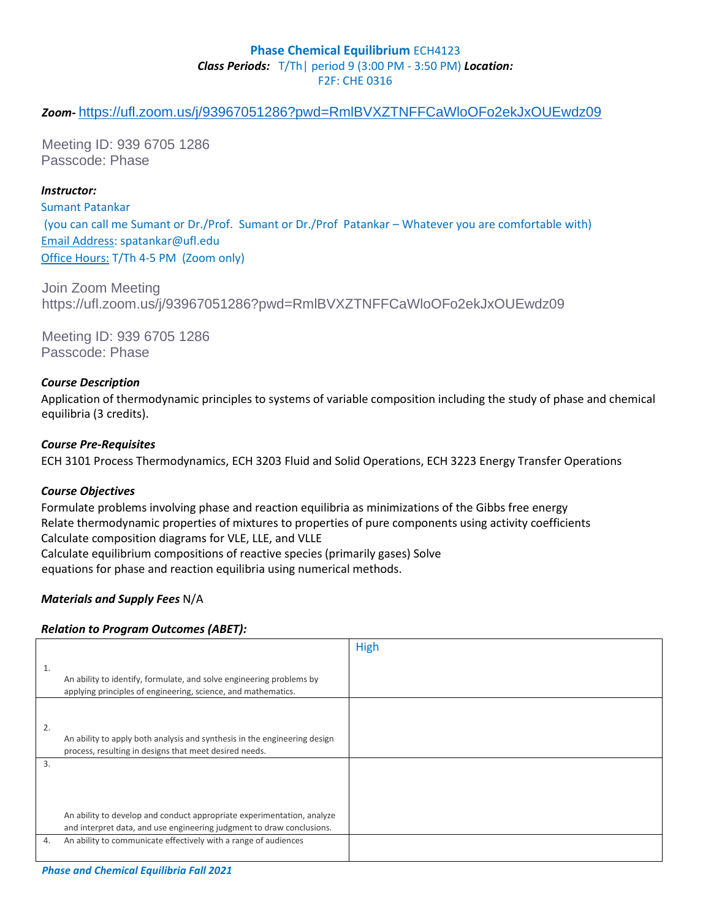# Phase Chemical Equilibrium ECH4123

***Class Periods:*** T/Th| period 9 (3:00 PM - 3:50 PM) ***Location:*** F2F: CHE 0316

***Zoom-*** https://ufl.zoom.us/j/93967051286?pwd=RmlBVXZTNFFCaWloOFo2ekJxOUEwdz09

Meeting ID: 939 6705 1286
Passcode: Phase

***Instructor:***

Sumant Patankar
(you can call me Sumant or Dr./Prof. Sumant or Dr./Prof Patankar – Whatever you are comfortable with)
Email Address: spatankar@ufl.edu
Office Hours: T/Th 4-5 PM (Zoom only)

Join Zoom Meeting
https://ufl.zoom.us/j/93967051286?pwd=RmlBVXZTNFFCaWloOFo2ekJxOUEwdz09

Meeting ID: 939 6705 1286
Passcode: Phase

***Course Description***

Application of thermodynamic principles to systems of variable composition including the study of phase and chemical equilibria (3 credits).

***Course Pre-Requisites***

ECH 3101 Process Thermodynamics, ECH 3203 Fluid and Solid Operations, ECH 3223 Energy Transfer Operations

***Course Objectives***

Formulate problems involving phase and reaction equilibria as minimizations of the Gibbs free energy
Relate thermodynamic properties of mixtures to properties of pure components using activity coefficients
Calculate composition diagrams for VLE, LLE, and VLLE
Calculate equilibrium compositions of reactive species (primarily gases) Solve equations for phase and reaction equilibria using numerical methods.

***Materials and Supply Fees*** N/A

***Relation to Program Outcomes (ABET):***

| | |
|---|---|
| 1. An ability to identify, formulate, and solve engineering problems by applying principles of engineering, science, and mathematics. | High |
| 2. An ability to apply both analysis and synthesis in the engineering design process, resulting in designs that meet desired needs. | |
| 3. An ability to develop and conduct appropriate experimentation, analyze and interpret data, and use engineering judgment to draw conclusions. | |
| 4. An ability to communicate effectively with a range of audiences | |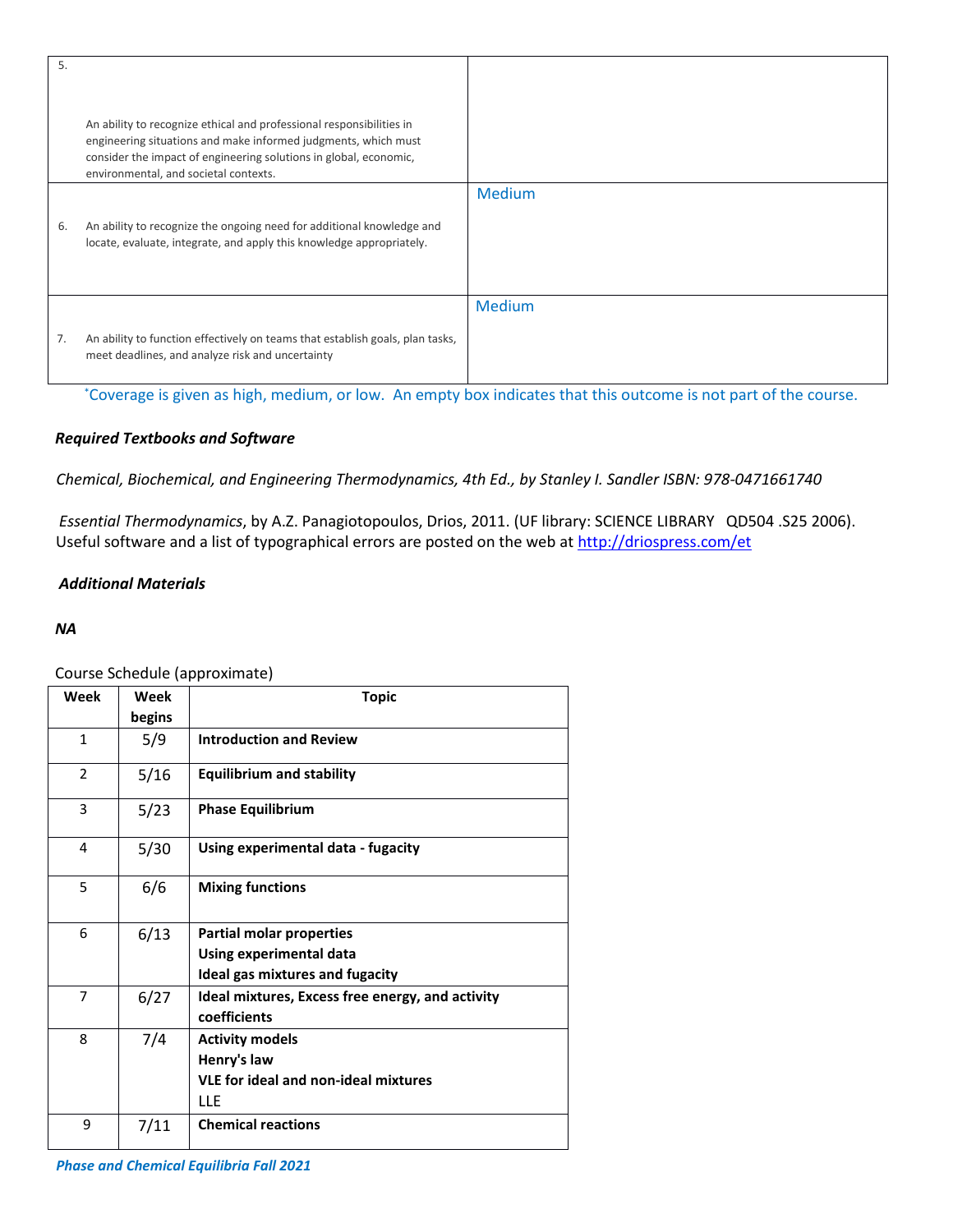| | |
|---|---|
| 5. An ability to recognize ethical and professional responsibilities in engineering situations and make informed judgments, which must consider the impact of engineering solutions in global, economic, environmental, and societal contexts. | |
| 6. An ability to recognize the ongoing need for additional knowledge and locate, evaluate, integrate, and apply this knowledge appropriately. | Medium |
| 7. An ability to function effectively on teams that establish goals, plan tasks, meet deadlines, and analyze risk and uncertainty | Medium |

*Coverage is given as high, medium, or low. An empty box indicates that this outcome is not part of the course.

***Required Textbooks and Software***

*Chemical, Biochemical, and Engineering Thermodynamics, 4th Ed., by Stanley I. Sandler ISBN: 978-0471661740*

*Essential Thermodynamics*, by A.Z. Panagiotopoulos, Drios, 2011. (UF library: SCIENCE LIBRARY QD504 .S25 2006). Useful software and a list of typographical errors are posted on the web at http://driospress.com/et

***Additional Materials***

***NA***

Course Schedule (approximate)

| Week | Week begins | Topic |
|---|---|---|
| 1 | 5/9 | **Introduction and Review** |
| 2 | 5/16 | **Equilibrium and stability** |
| 3 | 5/23 | **Phase Equilibrium** |
| 4 | 5/30 | **Using experimental data - fugacity** |
| 5 | 6/6 | **Mixing functions** |
| 6 | 6/13 | **Partial molar properties**<br>**Using experimental data**<br>**Ideal gas mixtures and fugacity** |
| 7 | 6/27 | **Ideal mixtures, Excess free energy, and activity coefficients** |
| 8 | 7/4 | **Activity models**<br>**Henry's law**<br>**VLE for ideal and non-ideal mixtures**<br>LLE |
| 9 | 7/11 | **Chemical reactions** |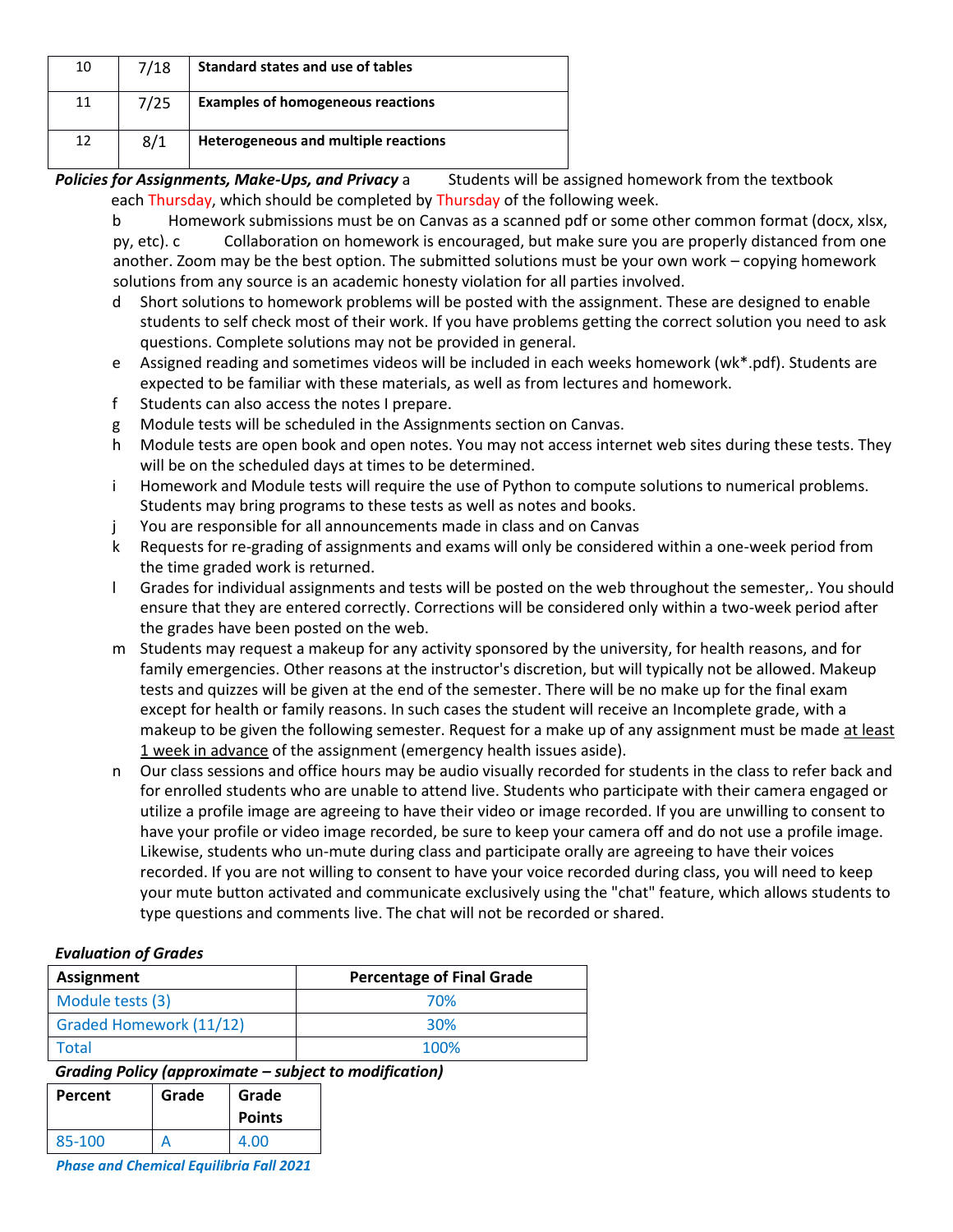| 10 | 7/18 | **Standard states and use of tables** |
|---|---|---|
| 11 | 7/25 | **Examples of homogeneous reactions** |
| 12 | 8/1 | **Heterogeneous and multiple reactions** |

***Policies for Assignments, Make-Ups, and Privacy***

a. Students will be assigned homework from the textbook each Thursday, which should be completed by Thursday of the following week.

b. Homework submissions must be on Canvas as a scanned pdf or some other common format (docx, xlsx, py, etc).

c. Collaboration on homework is encouraged, but make sure you are properly distanced from one another. Zoom may be the best option. The submitted solutions must be your own work – copying homework solutions from any source is an academic honesty violation for all parties involved.

d. Short solutions to homework problems will be posted with the assignment. These are designed to enable students to self check most of their work. If you have problems getting the correct solution you need to ask questions. Complete solutions may not be provided in general.

e. Assigned reading and sometimes videos will be included in each weeks homework (wk*.pdf). Students are expected to be familiar with these materials, as well as from lectures and homework.

f. Students can also access the notes I prepare.

g. Module tests will be scheduled in the Assignments section on Canvas.

h. Module tests are open book and open notes. You may not access internet web sites during these tests. They will be on the scheduled days at times to be determined.

i. Homework and Module tests will require the use of Python to compute solutions to numerical problems. Students may bring programs to these tests as well as notes and books.

j. You are responsible for all announcements made in class and on Canvas

k. Requests for re-grading of assignments and exams will only be considered within a one-week period from the time graded work is returned.

l. Grades for individual assignments and tests will be posted on the web throughout the semester,. You should ensure that they are entered correctly. Corrections will be considered only within a two-week period after the grades have been posted on the web.

m. Students may request a makeup for any activity sponsored by the university, for health reasons, and for family emergencies. Other reasons at the instructor's discretion, but will typically not be allowed. Makeup tests and quizzes will be given at the end of the semester. There will be no make up for the final exam except for health or family reasons. In such cases the student will receive an Incomplete grade, with a makeup to be given the following semester. Request for a make up of any assignment must be made at least 1 week in advance of the assignment (emergency health issues aside).

n. Our class sessions and office hours may be audio visually recorded for students in the class to refer back and for enrolled students who are unable to attend live. Students who participate with their camera engaged or utilize a profile image are agreeing to have their video or image recorded. If you are unwilling to consent to have your profile or video image recorded, be sure to keep your camera off and do not use a profile image. Likewise, students who un-mute during class and participate orally are agreeing to have their voices recorded. If you are not willing to consent to have your voice recorded during class, you will need to keep your mute button activated and communicate exclusively using the "chat" feature, which allows students to type questions and comments live. The chat will not be recorded or shared.

***Evaluation of Grades***

| Assignment | Percentage of Final Grade |
|---|---|
| Module tests (3) | 70% |
| Graded Homework (11/12) | 30% |
| Total | 100% |

***Grading Policy (approximate – subject to modification)***

| Percent | Grade | Grade Points |
|---|---|---|
| 85-100 | A | 4.00 |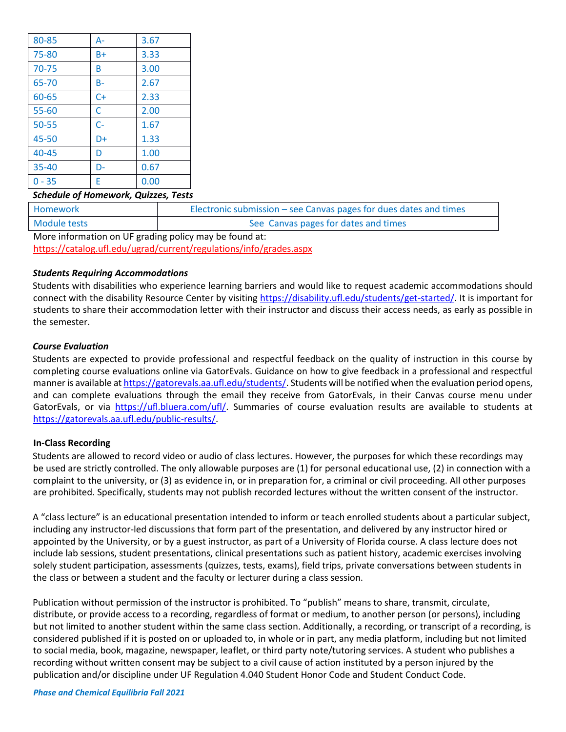| 80-85 | A- | 3.67 |
|---|---|---|
| 75-80 | B+ | 3.33 |
| 70-75 | B | 3.00 |
| 65-70 | B- | 2.67 |
| 60-65 | C+ | 2.33 |
| 55-60 | C | 2.00 |
| 50-55 | C- | 1.67 |
| 45-50 | D+ | 1.33 |
| 40-45 | D | 1.00 |
| 35-40 | D- | 0.67 |
| 0 - 35 | E | 0.00 |

***Schedule of Homework, Quizzes, Tests***

| Homework | Electronic submission – see Canvas pages for dues dates and times |
|---|---|
| Module tests | See Canvas pages for dates and times |

More information on UF grading policy may be found at:
https://catalog.ufl.edu/ugrad/current/regulations/info/grades.aspx

***Students Requiring Accommodations***

Students with disabilities who experience learning barriers and would like to request academic accommodations should connect with the disability Resource Center by visiting https://disability.ufl.edu/students/get-started/. It is important for students to share their accommodation letter with their instructor and discuss their access needs, as early as possible in the semester.

***Course Evaluation***

Students are expected to provide professional and respectful feedback on the quality of instruction in this course by completing course evaluations online via GatorEvals. Guidance on how to give feedback in a professional and respectful manner is available at https://gatorevals.aa.ufl.edu/students/. Students will be notified when the evaluation period opens, and can complete evaluations through the email they receive from GatorEvals, in their Canvas course menu under GatorEvals, or via https://ufl.bluera.com/ufl/. Summaries of course evaluation results are available to students at https://gatorevals.aa.ufl.edu/public-results/.

**In-Class Recording**

Students are allowed to record video or audio of class lectures. However, the purposes for which these recordings may be used are strictly controlled. The only allowable purposes are (1) for personal educational use, (2) in connection with a complaint to the university, or (3) as evidence in, or in preparation for, a criminal or civil proceeding. All other purposes are prohibited. Specifically, students may not publish recorded lectures without the written consent of the instructor.

A "class lecture" is an educational presentation intended to inform or teach enrolled students about a particular subject, including any instructor-led discussions that form part of the presentation, and delivered by any instructor hired or appointed by the University, or by a guest instructor, as part of a University of Florida course. A class lecture does not include lab sessions, student presentations, clinical presentations such as patient history, academic exercises involving solely student participation, assessments (quizzes, tests, exams), field trips, private conversations between students in the class or between a student and the faculty or lecturer during a class session.

Publication without permission of the instructor is prohibited. To "publish" means to share, transmit, circulate, distribute, or provide access to a recording, regardless of format or medium, to another person (or persons), including but not limited to another student within the same class section. Additionally, a recording, or transcript of a recording, is considered published if it is posted on or uploaded to, in whole or in part, any media platform, including but not limited to social media, book, magazine, newspaper, leaflet, or third party note/tutoring services. A student who publishes a recording without written consent may be subject to a civil cause of action instituted by a person injured by the publication and/or discipline under UF Regulation 4.040 Student Honor Code and Student Conduct Code.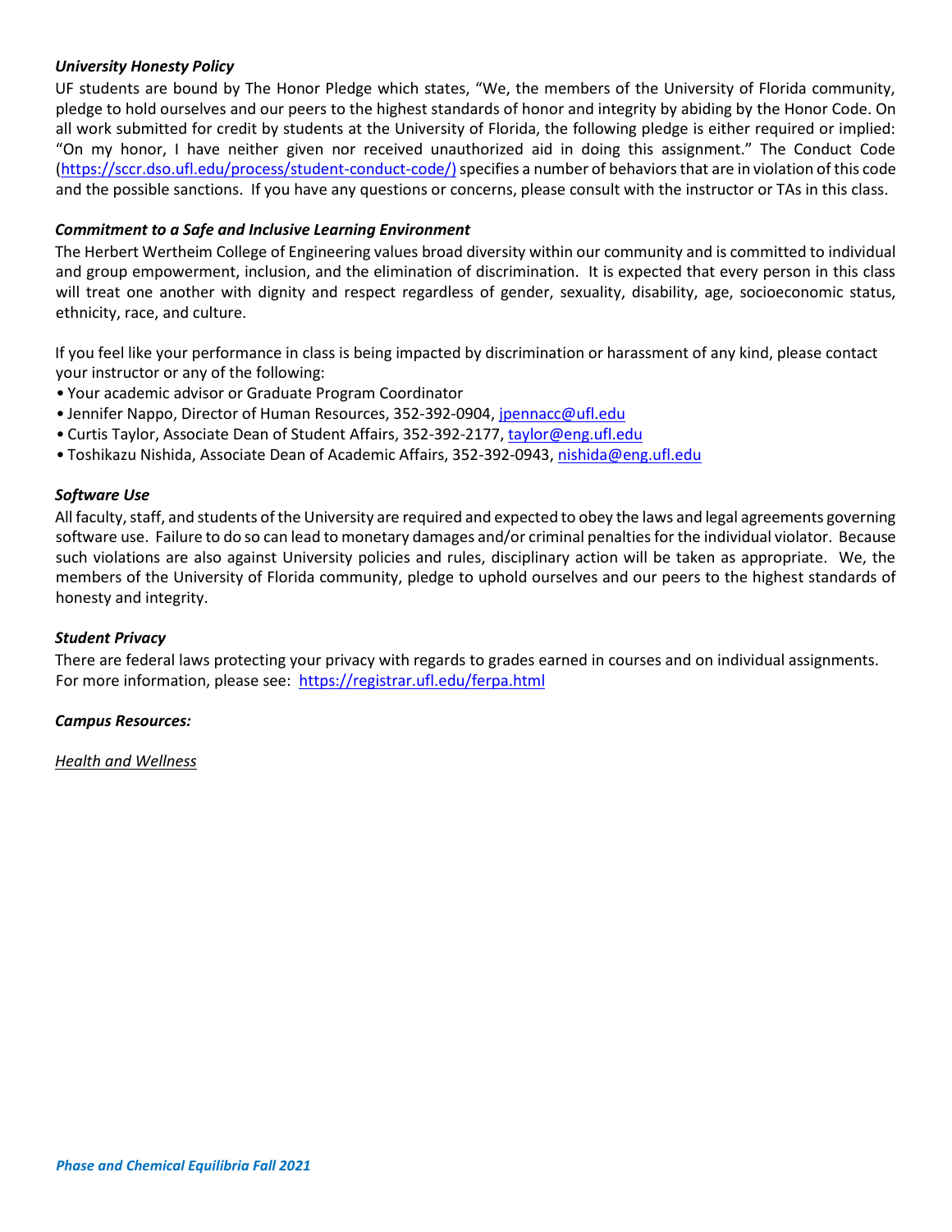***University Honesty Policy***

UF students are bound by The Honor Pledge which states, "We, the members of the University of Florida community, pledge to hold ourselves and our peers to the highest standards of honor and integrity by abiding by the Honor Code. On all work submitted for credit by students at the University of Florida, the following pledge is either required or implied: "On my honor, I have neither given nor received unauthorized aid in doing this assignment." The Conduct Code (https://sccr.dso.ufl.edu/process/student-conduct-code/) specifies a number of behaviors that are in violation of this code and the possible sanctions. If you have any questions or concerns, please consult with the instructor or TAs in this class.

***Commitment to a Safe and Inclusive Learning Environment***

The Herbert Wertheim College of Engineering values broad diversity within our community and is committed to individual and group empowerment, inclusion, and the elimination of discrimination. It is expected that every person in this class will treat one another with dignity and respect regardless of gender, sexuality, disability, age, socioeconomic status, ethnicity, race, and culture.

If you feel like your performance in class is being impacted by discrimination or harassment of any kind, please contact your instructor or any of the following:

- Your academic advisor or Graduate Program Coordinator
- Jennifer Nappo, Director of Human Resources, 352-392-0904, jpennacc@ufl.edu
- Curtis Taylor, Associate Dean of Student Affairs, 352-392-2177, taylor@eng.ufl.edu
- Toshikazu Nishida, Associate Dean of Academic Affairs, 352-392-0943, nishida@eng.ufl.edu

***Software Use***

All faculty, staff, and students of the University are required and expected to obey the laws and legal agreements governing software use. Failure to do so can lead to monetary damages and/or criminal penalties for the individual violator. Because such violations are also against University policies and rules, disciplinary action will be taken as appropriate. We, the members of the University of Florida community, pledge to uphold ourselves and our peers to the highest standards of honesty and integrity.

***Student Privacy***

There are federal laws protecting your privacy with regards to grades earned in courses and on individual assignments. For more information, please see: https://registrar.ufl.edu/ferpa.html

***Campus Resources:***

*Health and Wellness*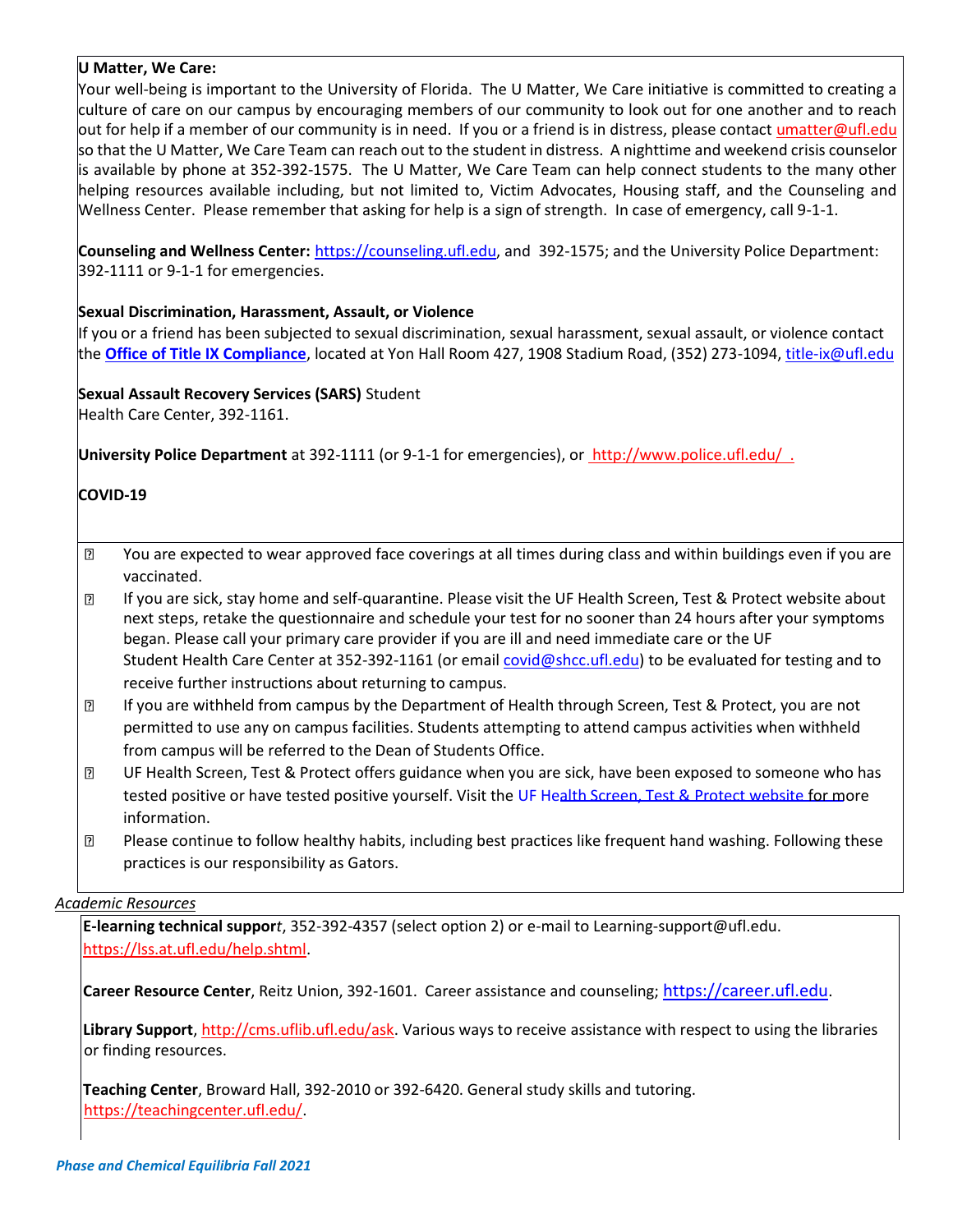**U Matter, We Care:**
Your well-being is important to the University of Florida. The U Matter, We Care initiative is committed to creating a culture of care on our campus by encouraging members of our community to look out for one another and to reach out for help if a member of our community is in need. If you or a friend is in distress, please contact umatter@ufl.edu so that the U Matter, We Care Team can reach out to the student in distress. A nighttime and weekend crisis counselor is available by phone at 352-392-1575. The U Matter, We Care Team can help connect students to the many other helping resources available including, but not limited to, Victim Advocates, Housing staff, and the Counseling and Wellness Center. Please remember that asking for help is a sign of strength. In case of emergency, call 9-1-1.

**Counseling and Wellness Center:** https://counseling.ufl.edu, and 392-1575; and the University Police Department: 392-1111 or 9-1-1 for emergencies.

**Sexual Discrimination, Harassment, Assault, or Violence**
If you or a friend has been subjected to sexual discrimination, sexual harassment, sexual assault, or violence contact the **Office of Title IX Compliance**, located at Yon Hall Room 427, 1908 Stadium Road, (352) 273-1094, title-ix@ufl.edu

**Sexual Assault Recovery Services (SARS)** Student Health Care Center, 392-1161.

**University Police Department** at 392-1111 (or 9-1-1 for emergencies), or http://www.police.ufl.edu/ .

**COVID-19**

- You are expected to wear approved face coverings at all times during class and within buildings even if you are vaccinated.
- If you are sick, stay home and self-quarantine. Please visit the UF Health Screen, Test & Protect website about next steps, retake the questionnaire and schedule your test for no sooner than 24 hours after your symptoms began. Please call your primary care provider if you are ill and need immediate care or the UF Student Health Care Center at 352-392-1161 (or email covid@shcc.ufl.edu) to be evaluated for testing and to receive further instructions about returning to campus.
- If you are withheld from campus by the Department of Health through Screen, Test & Protect, you are not permitted to use any on campus facilities. Students attempting to attend campus activities when withheld from campus will be referred to the Dean of Students Office.
- UF Health Screen, Test & Protect offers guidance when you are sick, have been exposed to someone who has tested positive or have tested positive yourself. Visit the UF Health Screen, Test & Protect website for more information.
- Please continue to follow healthy habits, including best practices like frequent hand washing. Following these practices is our responsibility as Gators.

*Academic Resources*

**E-learning technical support**, 352-392-4357 (select option 2) or e-mail to Learning-support@ufl.edu. https://lss.at.ufl.edu/help.shtml.

**Career Resource Center**, Reitz Union, 392-1601. Career assistance and counseling; https://career.ufl.edu.

**Library Support**, http://cms.uflib.ufl.edu/ask. Various ways to receive assistance with respect to using the libraries or finding resources.

**Teaching Center**, Broward Hall, 392-2010 or 392-6420. General study skills and tutoring. https://teachingcenter.ufl.edu/.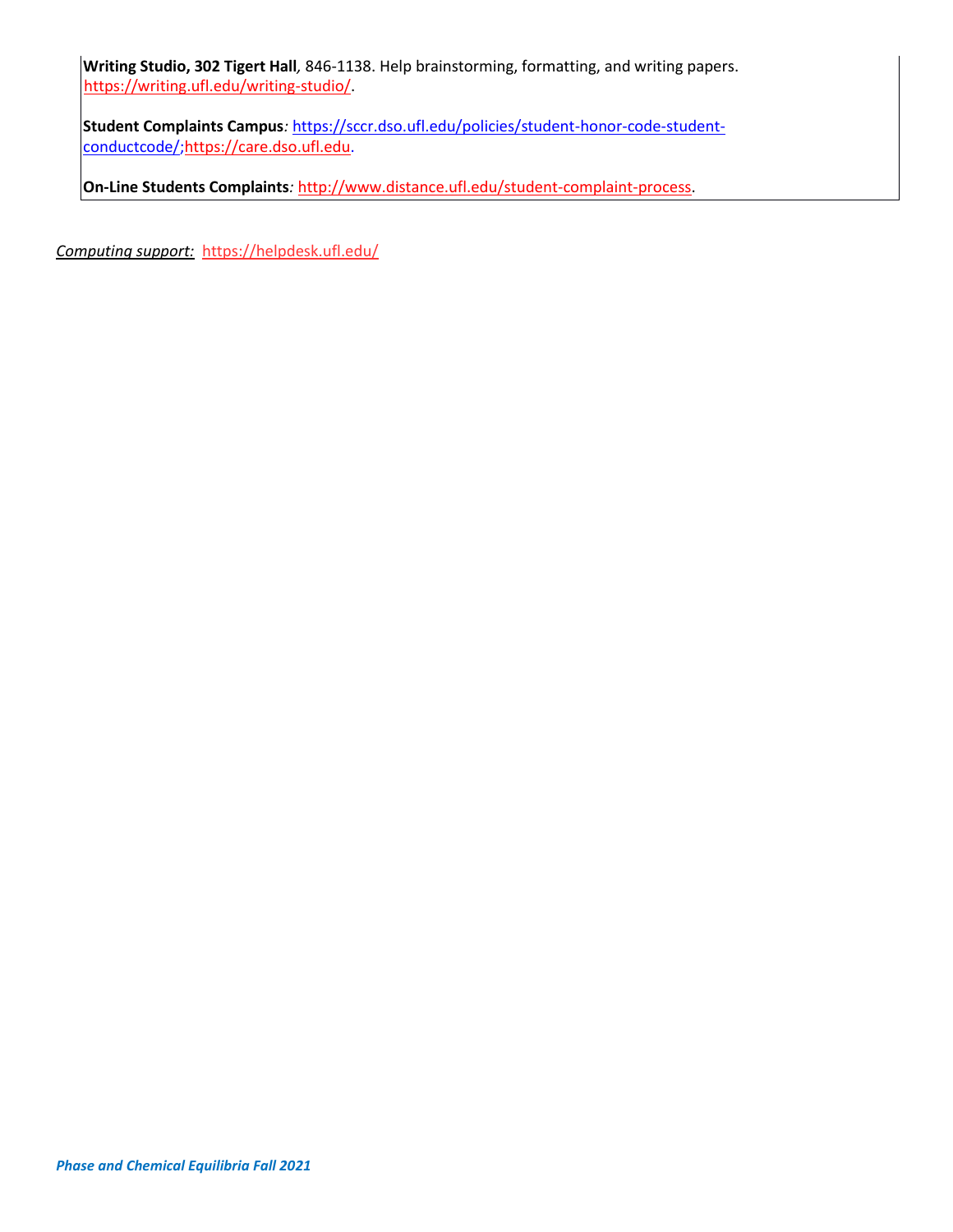**Writing Studio, 302 Tigert Hall**, 846-1138. Help brainstorming, formatting, and writing papers. https://writing.ufl.edu/writing-studio/.

**Student Complaints Campus***:* https://sccr.dso.ufl.edu/policies/student-honor-code-student-conductcode/;https://care.dso.ufl.edu.

**On-Line Students Complaints***:* http://www.distance.ufl.edu/student-complaint-process.

*Computing support:* https://helpdesk.ufl.edu/